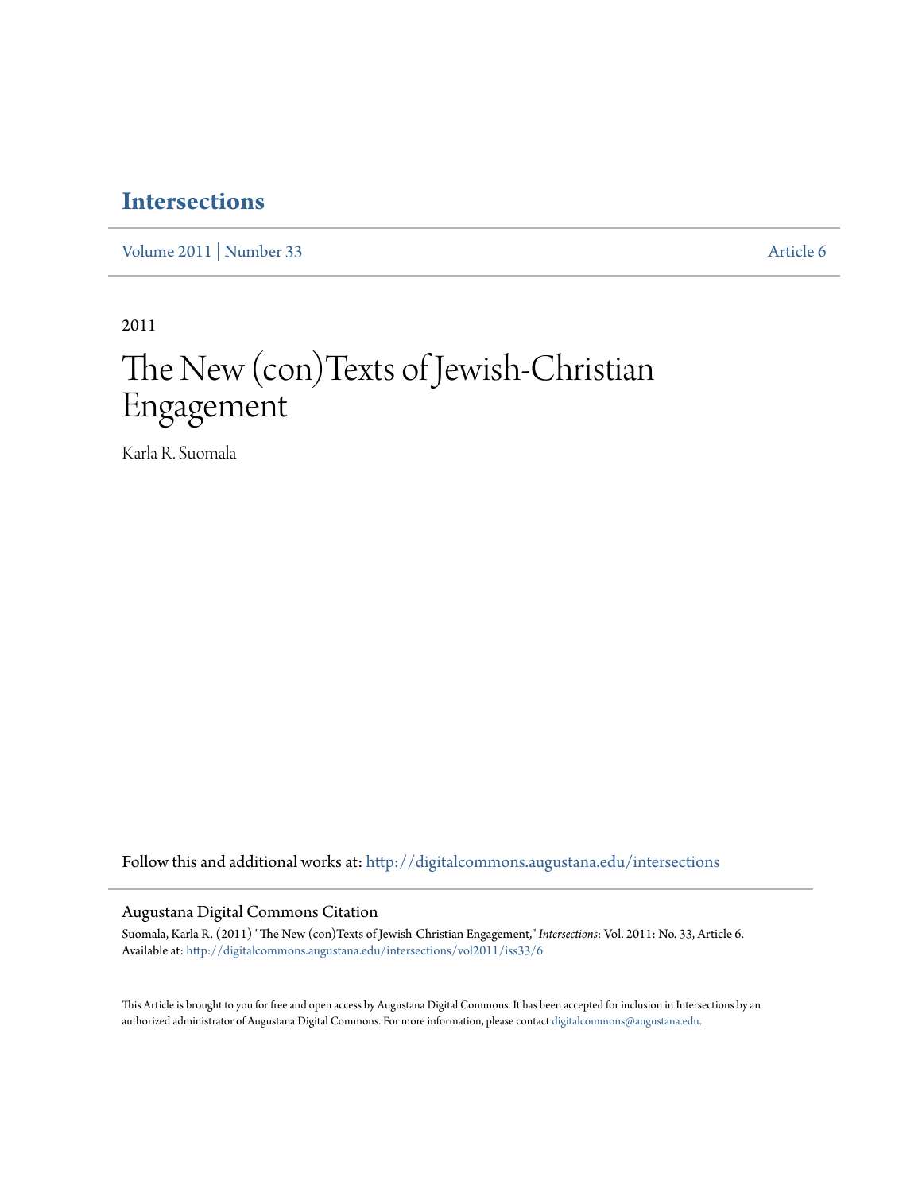# Intersections

Volume 2011 | Number 33 — Article 6

2011

# The New (con)Texts of Jewish-Christian Engagement

Karla R. Suomala

Follow this and additional works at: http://digitalcommons.augustana.edu/intersections

## Augustana Digital Commons Citation

Suomala, Karla R. (2011) "The New (con)Texts of Jewish-Christian Engagement," *Intersections*: Vol. 2011: No. 33, Article 6.
Available at: http://digitalcommons.augustana.edu/intersections/vol2011/iss33/6

This Article is brought to you for free and open access by Augustana Digital Commons. It has been accepted for inclusion in Intersections by an authorized administrator of Augustana Digital Commons. For more information, please contact digitalcommons@augustana.edu.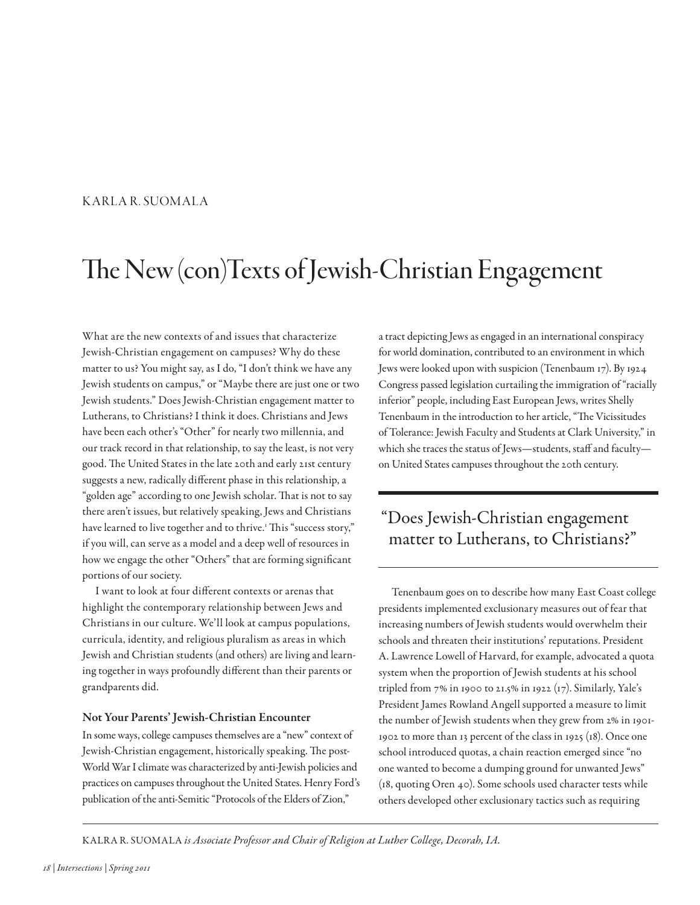KARLA R. SUOMALA

# The New (con)Texts of Jewish-Christian Engagement

What are the new contexts of and issues that characterize Jewish-Christian engagement on campuses? Why do these matter to us? You might say, as I do, "I don't think we have any Jewish students on campus," or "Maybe there are just one or two Jewish students." Does Jewish-Christian engagement matter to Lutherans, to Christians? I think it does. Christians and Jews have been each other's "Other" for nearly two millennia, and our track record in that relationship, to say the least, is not very good. The United States in the late 20th and early 21st century suggests a new, radically different phase in this relationship, a "golden age" according to one Jewish scholar. That is not to say there aren't issues, but relatively speaking, Jews and Christians have learned to live together and to thrive.[1] This "success story," if you will, can serve as a model and a deep well of resources in how we engage the other "Others" that are forming significant portions of our society.

I want to look at four different contexts or arenas that highlight the contemporary relationship between Jews and Christians in our culture. We'll look at campus populations, curricula, identity, and religious pluralism as areas in which Jewish and Christian students (and others) are living and learning together in ways profoundly different than their parents or grandparents did.

### Not Your Parents' Jewish-Christian Encounter

In some ways, college campuses themselves are a "new" context of Jewish-Christian engagement, historically speaking. The post-World War I climate was characterized by anti-Jewish policies and practices on campuses throughout the United States. Henry Ford's publication of the anti-Semitic "Protocols of the Elders of Zion," a tract depicting Jews as engaged in an international conspiracy for world domination, contributed to an environment in which Jews were looked upon with suspicion (Tenenbaum 17). By 1924 Congress passed legislation curtailing the immigration of "racially inferior" people, including East European Jews, writes Shelly Tenenbaum in the introduction to her article, "The Vicissitudes of Tolerance: Jewish Faculty and Students at Clark University," in which she traces the status of Jews—students, staff and faculty—on United States campuses throughout the 20th century.

> "Does Jewish-Christian engagement matter to Lutherans, to Christians?"

Tenenbaum goes on to describe how many East Coast college presidents implemented exclusionary measures out of fear that increasing numbers of Jewish students would overwhelm their schools and threaten their institutions' reputations. President A. Lawrence Lowell of Harvard, for example, advocated a quota system when the proportion of Jewish students at his school tripled from 7% in 1900 to 21.5% in 1922 (17). Similarly, Yale's President James Rowland Angell supported a measure to limit the number of Jewish students when they grew from 2% in 1901-1902 to more than 13 percent of the class in 1925 (18). Once one school introduced quotas, a chain reaction emerged since "no one wanted to become a dumping ground for unwanted Jews" (18, quoting Oren 40). Some schools used character tests while others developed other exclusionary tactics such as requiring

KALRA R. SUOMALA *is Associate Professor and Chair of Religion at Luther College, Decorah, IA.*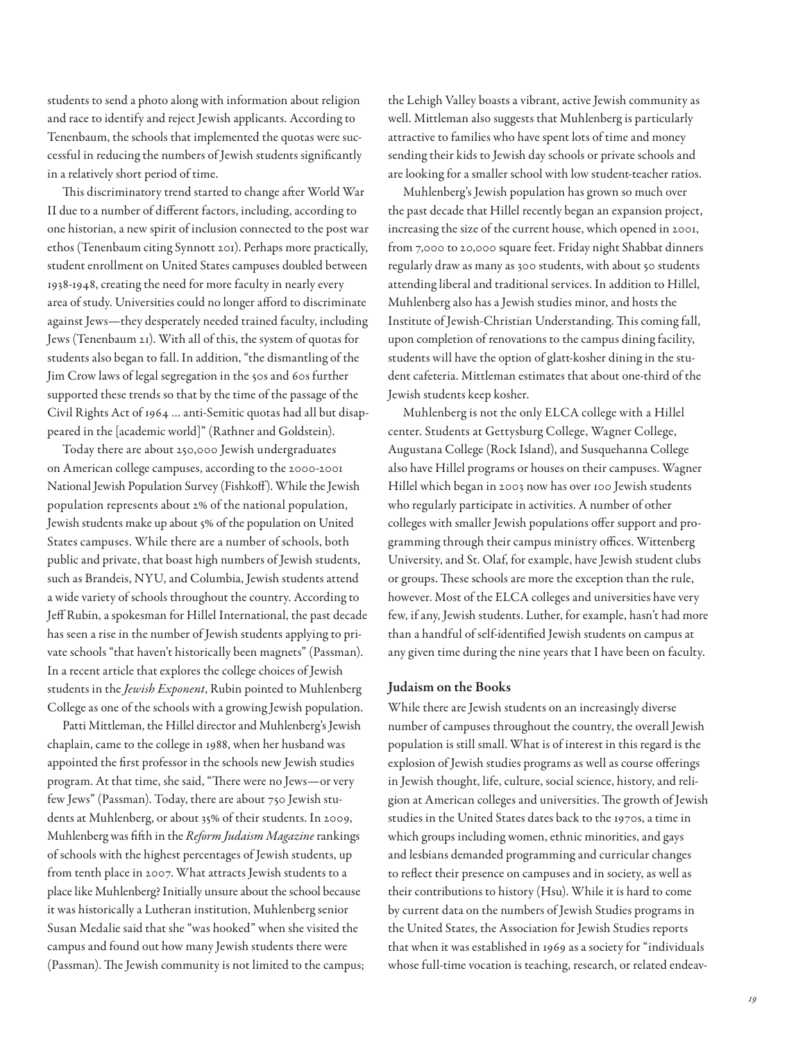students to send a photo along with information about religion and race to identify and reject Jewish applicants. According to Tenenbaum, the schools that implemented the quotas were successful in reducing the numbers of Jewish students significantly in a relatively short period of time.

This discriminatory trend started to change after World War II due to a number of different factors, including, according to one historian, a new spirit of inclusion connected to the post war ethos (Tenenbaum citing Synnott 201). Perhaps more practically, student enrollment on United States campuses doubled between 1938-1948, creating the need for more faculty in nearly every area of study. Universities could no longer afford to discriminate against Jews—they desperately needed trained faculty, including Jews (Tenenbaum 21). With all of this, the system of quotas for students also began to fall. In addition, "the dismantling of the Jim Crow laws of legal segregation in the 50s and 60s further supported these trends so that by the time of the passage of the Civil Rights Act of 1964 … anti-Semitic quotas had all but disappeared in the [academic world]" (Rathner and Goldstein).

Today there are about 250,000 Jewish undergraduates on American college campuses, according to the 2000-2001 National Jewish Population Survey (Fishkoff). While the Jewish population represents about 2% of the national population, Jewish students make up about 5% of the population on United States campuses. While there are a number of schools, both public and private, that boast high numbers of Jewish students, such as Brandeis, NYU, and Columbia, Jewish students attend a wide variety of schools throughout the country. According to Jeff Rubin, a spokesman for Hillel International, the past decade has seen a rise in the number of Jewish students applying to private schools "that haven't historically been magnets" (Passman). In a recent article that explores the college choices of Jewish students in the *Jewish Exponent*, Rubin pointed to Muhlenberg College as one of the schools with a growing Jewish population.

Patti Mittleman, the Hillel director and Muhlenberg's Jewish chaplain, came to the college in 1988, when her husband was appointed the first professor in the schools new Jewish studies program. At that time, she said, "There were no Jews—or very few Jews" (Passman). Today, there are about 750 Jewish students at Muhlenberg, or about 35% of their students. In 2009, Muhlenberg was fifth in the *Reform Judaism Magazine* rankings of schools with the highest percentages of Jewish students, up from tenth place in 2007. What attracts Jewish students to a place like Muhlenberg? Initially unsure about the school because it was historically a Lutheran institution, Muhlenberg senior Susan Medalie said that she "was hooked" when she visited the campus and found out how many Jewish students there were (Passman). The Jewish community is not limited to the campus; the Lehigh Valley boasts a vibrant, active Jewish community as well. Mittleman also suggests that Muhlenberg is particularly attractive to families who have spent lots of time and money sending their kids to Jewish day schools or private schools and are looking for a smaller school with low student-teacher ratios.

Muhlenberg's Jewish population has grown so much over the past decade that Hillel recently began an expansion project, increasing the size of the current house, which opened in 2001, from 7,000 to 20,000 square feet. Friday night Shabbat dinners regularly draw as many as 300 students, with about 50 students attending liberal and traditional services. In addition to Hillel, Muhlenberg also has a Jewish studies minor, and hosts the Institute of Jewish-Christian Understanding. This coming fall, upon completion of renovations to the campus dining facility, students will have the option of glatt-kosher dining in the student cafeteria. Mittleman estimates that about one-third of the Jewish students keep kosher.

Muhlenberg is not the only ELCA college with a Hillel center. Students at Gettysburg College, Wagner College, Augustana College (Rock Island), and Susquehanna College also have Hillel programs or houses on their campuses. Wagner Hillel which began in 2003 now has over 100 Jewish students who regularly participate in activities. A number of other colleges with smaller Jewish populations offer support and programming through their campus ministry offices. Wittenberg University, and St. Olaf, for example, have Jewish student clubs or groups. These schools are more the exception than the rule, however. Most of the ELCA colleges and universities have very few, if any, Jewish students. Luther, for example, hasn't had more than a handful of self-identified Jewish students on campus at any given time during the nine years that I have been on faculty.

## Judaism on the Books

While there are Jewish students on an increasingly diverse number of campuses throughout the country, the overall Jewish population is still small. What is of interest in this regard is the explosion of Jewish studies programs as well as course offerings in Jewish thought, life, culture, social science, history, and religion at American colleges and universities. The growth of Jewish studies in the United States dates back to the 1970s, a time in which groups including women, ethnic minorities, and gays and lesbians demanded programming and curricular changes to reflect their presence on campuses and in society, as well as their contributions to history (Hsu). While it is hard to come by current data on the numbers of Jewish Studies programs in the United States, the Association for Jewish Studies reports that when it was established in 1969 as a society for "individuals whose full-time vocation is teaching, research, or related endeav-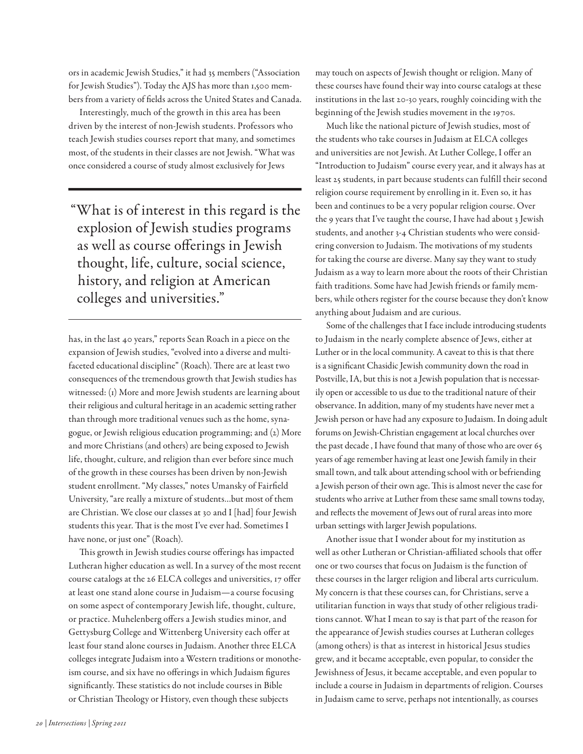ors in academic Jewish Studies," it had 35 members ("Association for Jewish Studies"). Today the AJS has more than 1,500 members from a variety of fields across the United States and Canada.

Interestingly, much of the growth in this area has been driven by the interest of non-Jewish students. Professors who teach Jewish studies courses report that many, and sometimes most, of the students in their classes are not Jewish. "What was once considered a course of study almost exclusively for Jews has, in the last 40 years," reports Sean Roach in a piece on the expansion of Jewish studies, "evolved into a diverse and multi-faceted educational discipline" (Roach). There are at least two consequences of the tremendous growth that Jewish studies has witnessed: (1) More and more Jewish students are learning about their religious and cultural heritage in an academic setting rather than through more traditional venues such as the home, synagogue, or Jewish religious education programming; and (2) More and more Christians (and others) are being exposed to Jewish life, thought, culture, and religion than ever before since much of the growth in these courses has been driven by non-Jewish student enrollment. "My classes," notes Umansky of Fairfield University, "are really a mixture of students…but most of them are Christian. We close our classes at 30 and I [had] four Jewish students this year. That is the most I've ever had. Sometimes I have none, or just one" (Roach).

> "What is of interest in this regard is the explosion of Jewish studies programs as well as course offerings in Jewish thought, life, culture, social science, history, and religion at American colleges and universities."

This growth in Jewish studies course offerings has impacted Lutheran higher education as well. In a survey of the most recent course catalogs at the 26 ELCA colleges and universities, 17 offer at least one stand alone course in Judaism—a course focusing on some aspect of contemporary Jewish life, thought, culture, or practice. Muhelenberg offers a Jewish studies minor, and Gettysburg College and Wittenberg University each offer at least four stand alone courses in Judaism. Another three ELCA colleges integrate Judaism into a Western traditions or monotheism course, and six have no offerings in which Judaism figures significantly. These statistics do not include courses in Bible or Christian Theology or History, even though these subjects may touch on aspects of Jewish thought or religion. Many of these courses have found their way into course catalogs at these institutions in the last 20-30 years, roughly coinciding with the beginning of the Jewish studies movement in the 1970s.

Much like the national picture of Jewish studies, most of the students who take courses in Judaism at ELCA colleges and universities are not Jewish. At Luther College, I offer an "Introduction to Judaism" course every year, and it always has at least 25 students, in part because students can fulfill their second religion course requirement by enrolling in it. Even so, it has been and continues to be a very popular religion course. Over the 9 years that I've taught the course, I have had about 3 Jewish students, and another 3-4 Christian students who were considering conversion to Judaism. The motivations of my students for taking the course are diverse. Many say they want to study Judaism as a way to learn more about the roots of their Christian faith traditions. Some have had Jewish friends or family members, while others register for the course because they don't know anything about Judaism and are curious.

Some of the challenges that I face include introducing students to Judaism in the nearly complete absence of Jews, either at Luther or in the local community. A caveat to this is that there is a significant Chasidic Jewish community down the road in Postville, IA, but this is not a Jewish population that is necessarily open or accessible to us due to the traditional nature of their observance. In addition, many of my students have never met a Jewish person or have had any exposure to Judaism. In doing adult forums on Jewish-Christian engagement at local churches over the past decade , I have found that many of those who are over 65 years of age remember having at least one Jewish family in their small town, and talk about attending school with or befriending a Jewish person of their own age. This is almost never the case for students who arrive at Luther from these same small towns today, and reflects the movement of Jews out of rural areas into more urban settings with larger Jewish populations.

Another issue that I wonder about for my institution as well as other Lutheran or Christian-affiliated schools that offer one or two courses that focus on Judaism is the function of these courses in the larger religion and liberal arts curriculum. My concern is that these courses can, for Christians, serve a utilitarian function in ways that study of other religious traditions cannot. What I mean to say is that part of the reason for the appearance of Jewish studies courses at Lutheran colleges (among others) is that as interest in historical Jesus studies grew, and it became acceptable, even popular, to consider the Jewishness of Jesus, it became acceptable, and even popular to include a course in Judaism in departments of religion. Courses in Judaism came to serve, perhaps not intentionally, as courses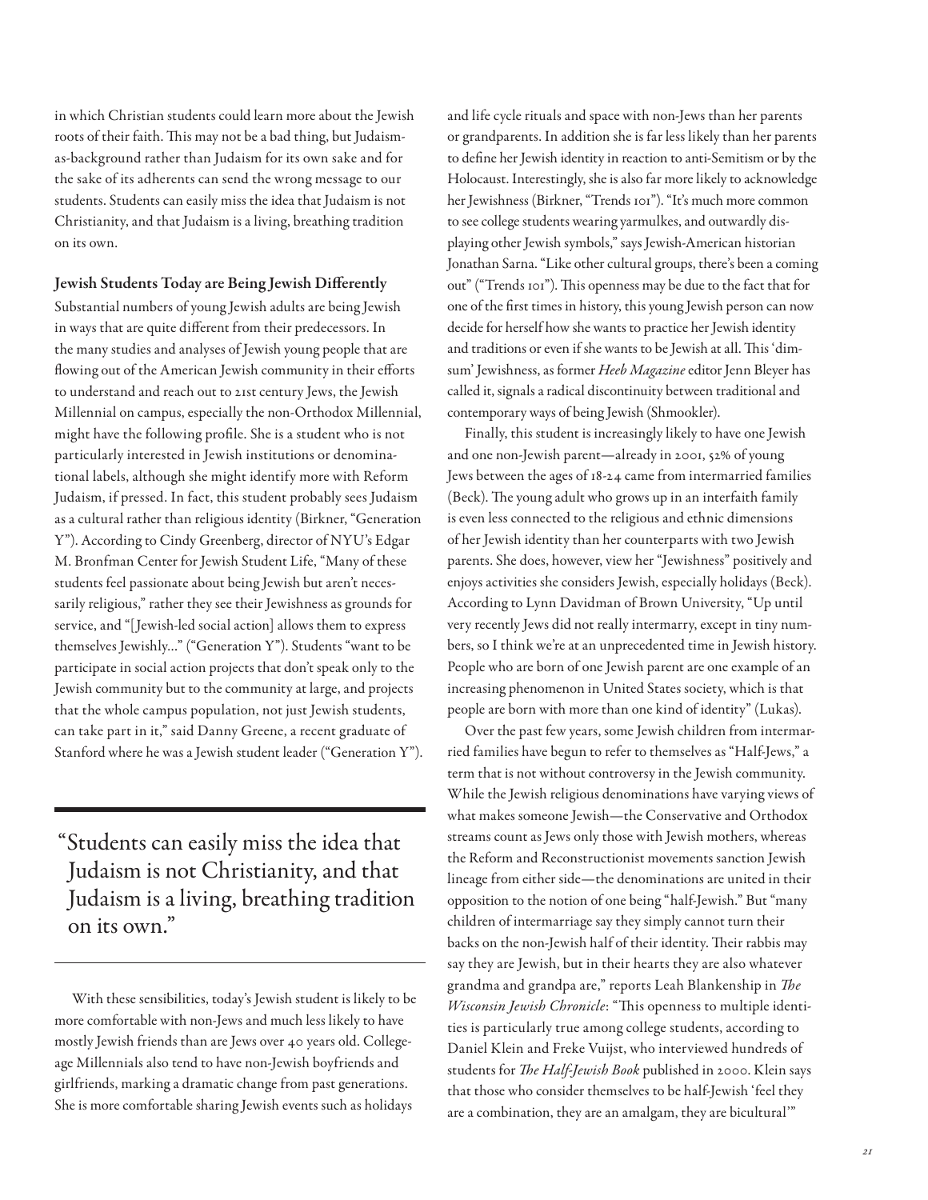in which Christian students could learn more about the Jewish roots of their faith. This may not be a bad thing, but Judaism-as-background rather than Judaism for its own sake and for the sake of its adherents can send the wrong message to our students. Students can easily miss the idea that Judaism is not Christianity, and that Judaism is a living, breathing tradition on its own.

### Jewish Students Today are Being Jewish Differently

Substantial numbers of young Jewish adults are being Jewish in ways that are quite different from their predecessors. In the many studies and analyses of Jewish young people that are flowing out of the American Jewish community in their efforts to understand and reach out to 21st century Jews, the Jewish Millennial on campus, especially the non-Orthodox Millennial, might have the following profile. She is a student who is not particularly interested in Jewish institutions or denominational labels, although she might identify more with Reform Judaism, if pressed. In fact, this student probably sees Judaism as a cultural rather than religious identity (Birkner, "Generation Y"). According to Cindy Greenberg, director of NYU's Edgar M. Bronfman Center for Jewish Student Life, "Many of these students feel passionate about being Jewish but aren't necessarily religious," rather they see their Jewishness as grounds for service, and "[Jewish-led social action] allows them to express themselves Jewishly…" ("Generation Y"). Students "want to be participate in social action projects that don't speak only to the Jewish community but to the community at large, and projects that the whole campus population, not just Jewish students, can take part in it," said Danny Greene, a recent graduate of Stanford where he was a Jewish student leader ("Generation Y").

> "Students can easily miss the idea that Judaism is not Christianity, and that Judaism is a living, breathing tradition on its own."

With these sensibilities, today's Jewish student is likely to be more comfortable with non-Jews and much less likely to have mostly Jewish friends than are Jews over 40 years old. College-age Millennials also tend to have non-Jewish boyfriends and girlfriends, marking a dramatic change from past generations. She is more comfortable sharing Jewish events such as holidays and life cycle rituals and space with non-Jews than her parents or grandparents. In addition she is far less likely than her parents to define her Jewish identity in reaction to anti-Semitism or by the Holocaust. Interestingly, she is also far more likely to acknowledge her Jewishness (Birkner, "Trends 101"). "It's much more common to see college students wearing yarmulkes, and outwardly displaying other Jewish symbols," says Jewish-American historian Jonathan Sarna. "Like other cultural groups, there's been a coming out" ("Trends 101"). This openness may be due to the fact that for one of the first times in history, this young Jewish person can now decide for herself how she wants to practice her Jewish identity and traditions or even if she wants to be Jewish at all. This 'dim-sum' Jewishness, as former *Heeb Magazine* editor Jenn Bleyer has called it, signals a radical discontinuity between traditional and contemporary ways of being Jewish (Shmookler).

Finally, this student is increasingly likely to have one Jewish and one non-Jewish parent—already in 2001, 52% of young Jews between the ages of 18-24 came from intermarried families (Beck). The young adult who grows up in an interfaith family is even less connected to the religious and ethnic dimensions of her Jewish identity than her counterparts with two Jewish parents. She does, however, view her "Jewishness" positively and enjoys activities she considers Jewish, especially holidays (Beck). According to Lynn Davidman of Brown University, "Up until very recently Jews did not really intermarry, except in tiny numbers, so I think we're at an unprecedented time in Jewish history. People who are born of one Jewish parent are one example of an increasing phenomenon in United States society, which is that people are born with more than one kind of identity" (Lukas).

Over the past few years, some Jewish children from intermarried families have begun to refer to themselves as "Half-Jews," a term that is not without controversy in the Jewish community. While the Jewish religious denominations have varying views of what makes someone Jewish—the Conservative and Orthodox streams count as Jews only those with Jewish mothers, whereas the Reform and Reconstructionist movements sanction Jewish lineage from either side—the denominations are united in their opposition to the notion of one being "half-Jewish." But "many children of intermarriage say they simply cannot turn their backs on the non-Jewish half of their identity. Their rabbis may say they are Jewish, but in their hearts they are also whatever grandma and grandpa are," reports Leah Blankenship in *The Wisconsin Jewish Chronicle*: "This openness to multiple identities is particularly true among college students, according to Daniel Klein and Freke Vuijst, who interviewed hundreds of students for *The Half-Jewish Book* published in 2000. Klein says that those who consider themselves to be half-Jewish 'feel they are a combination, they are an amalgam, they are bicultural'"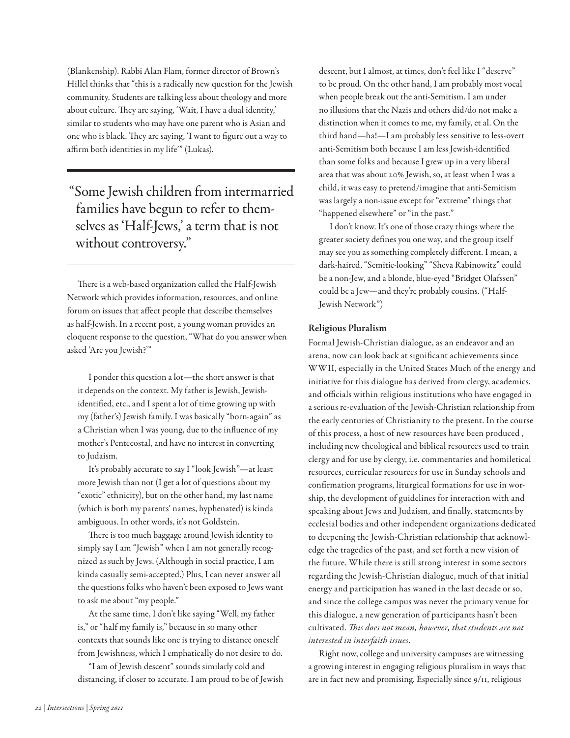(Blankenship). Rabbi Alan Flam, former director of Brown's Hillel thinks that "this is a radically new question for the Jewish community. Students are talking less about theology and more about culture. They are saying, 'Wait, I have a dual identity,' similar to students who may have one parent who is Asian and one who is black. They are saying, 'I want to figure out a way to affirm both identities in my life'" (Lukas).

> "Some Jewish children from intermarried families have begun to refer to themselves as 'Half-Jews,' a term that is not without controversy."

There is a web-based organization called the Half-Jewish Network which provides information, resources, and online forum on issues that affect people that describe themselves as half-Jewish. In a recent post, a young woman provides an eloquent response to the question, "What do you answer when asked 'Are you Jewish?'"

> I ponder this question a lot—the short answer is that it depends on the context. My father is Jewish, Jewish-identified, etc., and I spent a lot of time growing up with my (father's) Jewish family. I was basically "born-again" as a Christian when I was young, due to the influence of my mother's Pentecostal, and have no interest in converting to Judaism.
>
> It's probably accurate to say I "look Jewish"—at least more Jewish than not (I get a lot of questions about my "exotic" ethnicity), but on the other hand, my last name (which is both my parents' names, hyphenated) is kinda ambiguous. In other words, it's not Goldstein.
>
> There is too much baggage around Jewish identity to simply say I am "Jewish" when I am not generally recognized as such by Jews. (Although in social practice, I am kinda casually semi-accepted.) Plus, I can never answer all the questions folks who haven't been exposed to Jews want to ask me about "my people."
>
> At the same time, I don't like saying "Well, my father is," or "half my family is," because in so many other contexts that sounds like one is trying to distance oneself from Jewishness, which I emphatically do not desire to do.
>
> "I am of Jewish descent" sounds similarly cold and distancing, if closer to accurate. I am proud to be of Jewish descent, but I almost, at times, don't feel like I "deserve" to be proud. On the other hand, I am probably most vocal when people break out the anti-Semitism. I am under no illusions that the Nazis and others did/do not make a distinction when it comes to me, my family, et al. On the third hand—ha!—I am probably less sensitive to less-overt anti-Semitism both because I am less Jewish-identified than some folks and because I grew up in a very liberal area that was about 20% Jewish, so, at least when I was a child, it was easy to pretend/imagine that anti-Semitism was largely a non-issue except for "extreme" things that "happened elsewhere" or "in the past."
>
> I don't know. It's one of those crazy things where the greater society defines you one way, and the group itself may see you as something completely different. I mean, a dark-haired, "Semitic-looking" "Sheva Rabinowitz" could be a non-Jew, and a blonde, blue-eyed "Bridget Olafssen" could be a Jew—and they're probably cousins. ("Half-Jewish Network")

### Religious Pluralism

Formal Jewish-Christian dialogue, as an endeavor and an arena, now can look back at significant achievements since WWII, especially in the United States Much of the energy and initiative for this dialogue has derived from clergy, academics, and officials within religious institutions who have engaged in a serious re-evaluation of the Jewish-Christian relationship from the early centuries of Christianity to the present. In the course of this process, a host of new resources have been produced , including new theological and biblical resources used to train clergy and for use by clergy, i.e. commentaries and homiletical resources, curricular resources for use in Sunday schools and confirmation programs, liturgical formations for use in worship, the development of guidelines for interaction with and speaking about Jews and Judaism, and finally, statements by ecclesial bodies and other independent organizations dedicated to deepening the Jewish-Christian relationship that acknowledge the tragedies of the past, and set forth a new vision of the future. While there is still strong interest in some sectors regarding the Jewish-Christian dialogue, much of that initial energy and participation has waned in the last decade or so, and since the college campus was never the primary venue for this dialogue, a new generation of participants hasn't been cultivated. *This does not mean, however, that students are not interested in interfaith issues*.

Right now, college and university campuses are witnessing a growing interest in engaging religious pluralism in ways that are in fact new and promising. Especially since 9/11, religious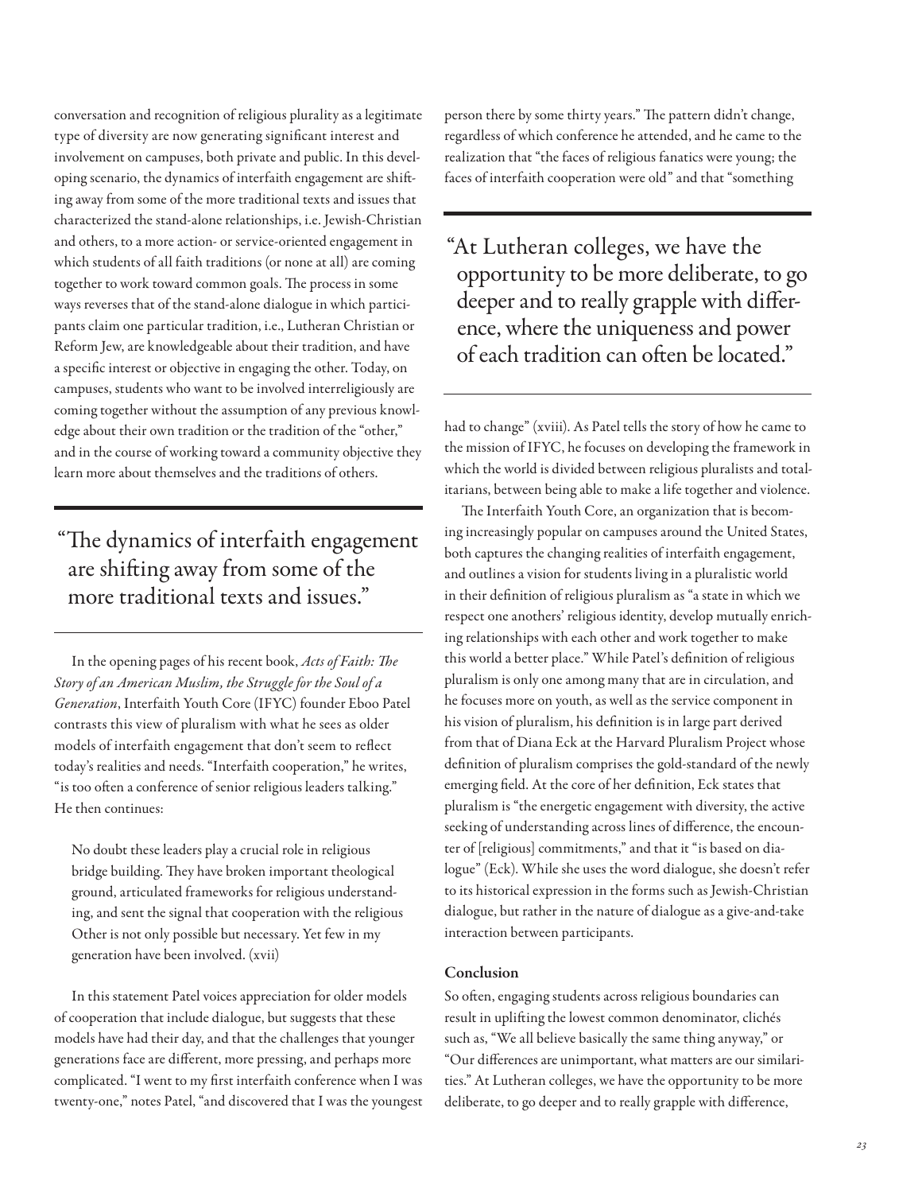conversation and recognition of religious plurality as a legitimate type of diversity are now generating significant interest and involvement on campuses, both private and public. In this developing scenario, the dynamics of interfaith engagement are shifting away from some of the more traditional texts and issues that characterized the stand-alone relationships, i.e. Jewish-Christian and others, to a more action- or service-oriented engagement in which students of all faith traditions (or none at all) are coming together to work toward common goals. The process in some ways reverses that of the stand-alone dialogue in which participants claim one particular tradition, i.e., Lutheran Christian or Reform Jew, are knowledgeable about their tradition, and have a specific interest or objective in engaging the other. Today, on campuses, students who want to be involved interreligiously are coming together without the assumption of any previous knowledge about their own tradition or the tradition of the "other," and in the course of working toward a community objective they learn more about themselves and the traditions of others.

> "The dynamics of interfaith engagement are shifting away from some of the more traditional texts and issues."

In the opening pages of his recent book, *Acts of Faith: The Story of an American Muslim, the Struggle for the Soul of a Generation*, Interfaith Youth Core (IFYC) founder Eboo Patel contrasts this view of pluralism with what he sees as older models of interfaith engagement that don't seem to reflect today's realities and needs. "Interfaith cooperation," he writes, "is too often a conference of senior religious leaders talking." He then continues:

> No doubt these leaders play a crucial role in religious bridge building. They have broken important theological ground, articulated frameworks for religious understanding, and sent the signal that cooperation with the religious Other is not only possible but necessary. Yet few in my generation have been involved. (xvii)

In this statement Patel voices appreciation for older models of cooperation that include dialogue, but suggests that these models have had their day, and that the challenges that younger generations face are different, more pressing, and perhaps more complicated. "I went to my first interfaith conference when I was twenty-one," notes Patel, "and discovered that I was the youngest person there by some thirty years." The pattern didn't change, regardless of which conference he attended, and he came to the realization that "the faces of religious fanatics were young; the faces of interfaith cooperation were old" and that "something had to change" (xviii). As Patel tells the story of how he came to the mission of IFYC, he focuses on developing the framework in which the world is divided between religious pluralists and totalitarians, between being able to make a life together and violence.

> "At Lutheran colleges, we have the opportunity to be more deliberate, to go deeper and to really grapple with difference, where the uniqueness and power of each tradition can often be located."

The Interfaith Youth Core, an organization that is becoming increasingly popular on campuses around the United States, both captures the changing realities of interfaith engagement, and outlines a vision for students living in a pluralistic world in their definition of religious pluralism as "a state in which we respect one anothers' religious identity, develop mutually enriching relationships with each other and work together to make this world a better place." While Patel's definition of religious pluralism is only one among many that are in circulation, and he focuses more on youth, as well as the service component in his vision of pluralism, his definition is in large part derived from that of Diana Eck at the Harvard Pluralism Project whose definition of pluralism comprises the gold-standard of the newly emerging field. At the core of her definition, Eck states that pluralism is "the energetic engagement with diversity, the active seeking of understanding across lines of difference, the encounter of [religious] commitments," and that it "is based on dialogue" (Eck). While she uses the word dialogue, she doesn't refer to its historical expression in the forms such as Jewish-Christian dialogue, but rather in the nature of dialogue as a give-and-take interaction between participants.

### Conclusion

So often, engaging students across religious boundaries can result in uplifting the lowest common denominator, clichés such as, "We all believe basically the same thing anyway," or "Our differences are unimportant, what matters are our similarities." At Lutheran colleges, we have the opportunity to be more deliberate, to go deeper and to really grapple with difference,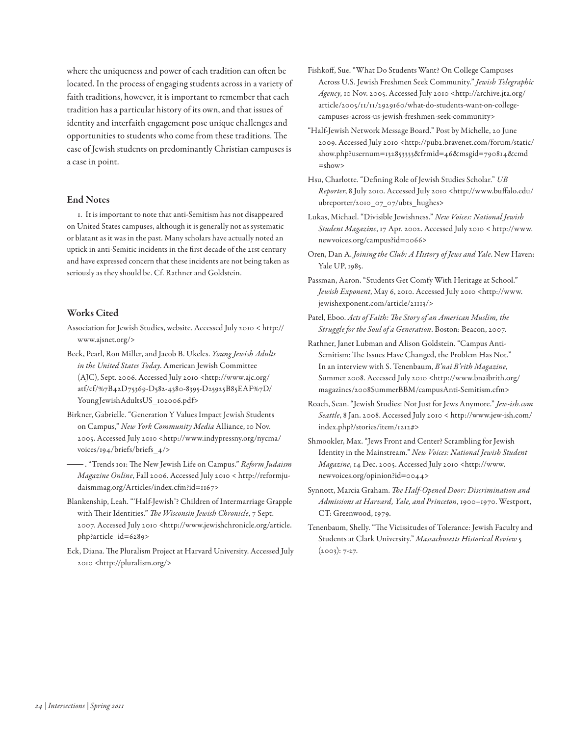where the uniqueness and power of each tradition can often be located. In the process of engaging students across in a variety of faith traditions, however, it is important to remember that each tradition has a particular history of its own, and that issues of identity and interfaith engagement pose unique challenges and opportunities to students who come from these traditions. The case of Jewish students on predominantly Christian campuses is a case in point.

## End Notes

1. It is important to note that anti-Semitism has not disappeared on United States campuses, although it is generally not as systematic or blatant as it was in the past. Many scholars have actually noted an uptick in anti-Semitic incidents in the first decade of the 21st century and have expressed concern that these incidents are not being taken as seriously as they should be. Cf. Rathner and Goldstein.

## Works Cited

Association for Jewish Studies, website. Accessed July 2010 < http://www.ajsnet.org/>

Beck, Pearl, Ron Miller, and Jacob B. Ukeles. *Young Jewish Adults in the United States Today*. American Jewish Committee (AJC), Sept. 2006. Accessed July 2010 <http://www.ajc.org/atf/cf/%7B42D75369-D582-4380-8395-D25925B85EAF%7D/YoungJewishAdultsUS_102006.pdf>

Birkner, Gabrielle. "Generation Y Values Impact Jewish Students on Campus," *New York Community Media* Alliance, 10 Nov. 2005. Accessed July 2010 <http://www.indypressny.org/nycma/voices/194/briefs/briefs_4/>

——. "Trends 101: The New Jewish Life on Campus." *Reform Judaism Magazine Online*, Fall 2006. Accessed July 2010 < http://reformjudaismmag.org/Articles/index.cfm?id=1167>

Blankenship, Leah. "'Half-Jewish'? Children of Intermarriage Grapple with Their Identities." *The Wisconsin Jewish Chronicle*, 7 Sept. 2007. Accessed July 2010 <http://www.jewishchronicle.org/article.php?article_id=6289>

Eck, Diana. The Pluralism Project at Harvard University. Accessed July 2010 <http://pluralism.org/>

Fishkoff, Sue. "What Do Students Want? On College Campuses Across U.S. Jewish Freshmen Seek Community." *Jewish Telegraphic Agency*, 10 Nov. 2005. Accessed July 2010 <http://archive.jta.org/article/2005/11/11/2929160/what-do-students-want-on-college-campuses-across-us-jewish-freshmen-seek-community>

"Half-Jewish Network Message Board." Post by Michelle, 20 June 2009. Accessed July 2010 <http://pub2.bravenet.com/forum/static/show.php?usernum=132853333&frmid=46&msgid=790814&cmd=show>

Hsu, Charlotte. "Defining Role of Jewish Studies Scholar." *UB Reporter*, 8 July 2010. Accessed July 2010 <http://www.buffalo.edu/ubreporter/2010_07_07/ubts_hughes>

Lukas, Michael. "Divisible Jewishness." *New Voices: National Jewish Student Magazine*, 17 Apr. 2002. Accessed July 2010 < http://www.newvoices.org/campus?id=0066>

Oren, Dan A. *Joining the Club: A History of Jews and Yale*. New Haven: Yale UP, 1985.

Passman, Aaron. "Students Get Comfy With Heritage at School." *Jewish Exponent*, May 6, 2010. Accessed July 2010 <http://www.jewishexponent.com/article/21113/>

Patel, Eboo. *Acts of Faith: The Story of an American Muslim, the Struggle for the Soul of a Generation*. Boston: Beacon, 2007.

Rathner, Janet Lubman and Alison Goldstein. "Campus Anti-Semitism: The Issues Have Changed, the Problem Has Not." In an interview with S. Tenenbaum, *B'nai B'rith Magazine*, Summer 2008. Accessed July 2010 <http://www.bnaibrith.org/magazines/2008SummerBBM/campusAnti-Semitism.cfm>

Roach, Sean. "Jewish Studies: Not Just for Jews Anymore." *Jew-ish.com Seattle*, 8 Jan. 2008. Accessed July 2010 < http://www.jew-ish.com/index.php?/stories/item/1212#>

Shmookler, Max. "Jews Front and Center? Scrambling for Jewish Identity in the Mainstream." *New Voices: National Jewish Student Magazine*, 14 Dec. 2005. Accessed July 2010 <http://www.newvoices.org/opinion?id=0044>

Synnott, Marcia Graham. *The Half-Opened Door: Discrimination and Admissions at Harvard, Yale, and Princeton*, 1900–1970. Westport, CT: Greenwood, 1979.

Tenenbaum, Shelly. "The Vicissitudes of Tolerance: Jewish Faculty and Students at Clark University." *Massachusetts Historical Review* 5 (2003): 7-27.